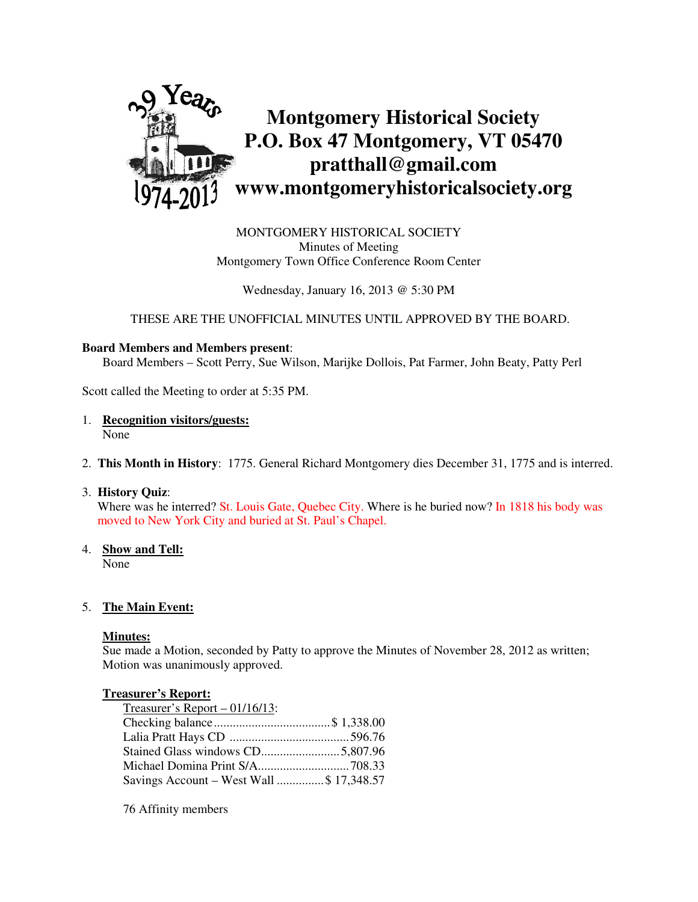# Montgomery Historical Society
# P.O. Box 47 Montgomery, VT 05470
# pratthall@gmail.com
# www.montgomeryhistoricalsociety.org

39 Years 1974-2013

MONTGOMERY HISTORICAL SOCIETY
Minutes of Meeting
Montgomery Town Office Conference Room Center

Wednesday, January 16, 2013 @ 5:30 PM

THESE ARE THE UNOFFICIAL MINUTES UNTIL APPROVED BY THE BOARD.

**Board Members and Members present**:
Board Members – Scott Perry, Sue Wilson, Marijke Dollois, Pat Farmer, John Beaty, Patty Perl

Scott called the Meeting to order at 5:35 PM.

1. **Recognition visitors/guests:**
   None

2. **This Month in History**: 1775. General Richard Montgomery dies December 31, 1775 and is interred.

3. **History Quiz**:
   Where was he interred? St. Louis Gate, Quebec City. Where is he buried now? In 1818 his body was moved to New York City and buried at St. Paul's Chapel.

4. **Show and Tell:**
   None

5. **The Main Event:**

   **Minutes:**
   Sue made a Motion, seconded by Patty to approve the Minutes of November 28, 2012 as written; Motion was unanimously approved.

   **Treasurer's Report:**

   Treasurer's Report – 01/16/13:

   | | |
   |---|---|
   | Checking balance | $ 1,338.00 |
   | Lalia Pratt Hays CD | 596.76 |
   | Stained Glass windows CD | 5,807.96 |
   | Michael Domina Print S/A | 708.33 |
   | Savings Account – West Wall | $ 17,348.57 |

   76 Affinity members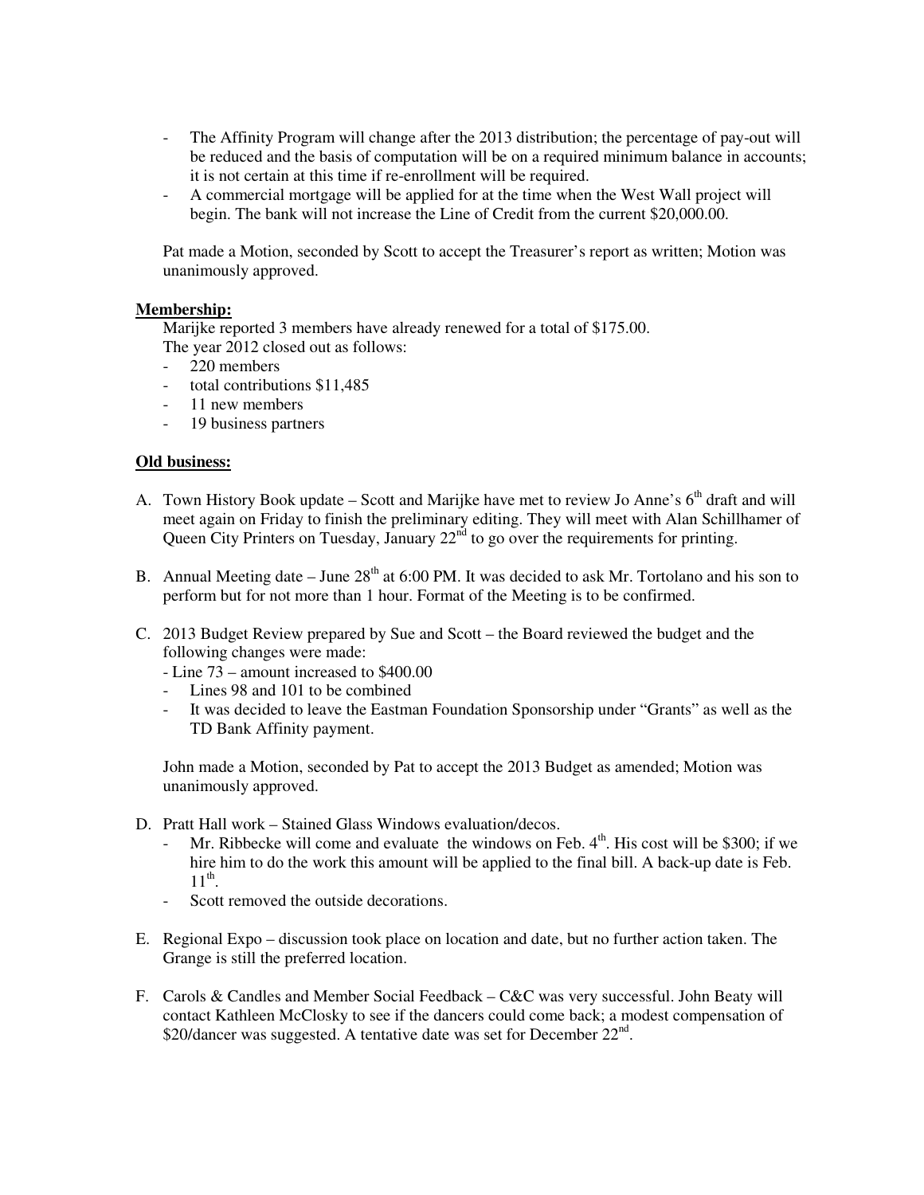- The Affinity Program will change after the 2013 distribution; the percentage of pay-out will be reduced and the basis of computation will be on a required minimum balance in accounts; it is not certain at this time if re-enrollment will be required.
- A commercial mortgage will be applied for at the time when the West Wall project will begin. The bank will not increase the Line of Credit from the current $20,000.00.

Pat made a Motion, seconded by Scott to accept the Treasurer's report as written; Motion was unanimously approved.

**Membership:**

Marijke reported 3 members have already renewed for a total of $175.00.
The year 2012 closed out as follows:

- 220 members
- total contributions $11,485
- 11 new members
- 19 business partners

**Old business:**

A. Town History Book update – Scott and Marijke have met to review Jo Anne's 6th draft and will meet again on Friday to finish the preliminary editing. They will meet with Alan Schillhamer of Queen City Printers on Tuesday, January 22nd to go over the requirements for printing.

B. Annual Meeting date – June 28th at 6:00 PM. It was decided to ask Mr. Tortolano and his son to perform but for not more than 1 hour. Format of the Meeting is to be confirmed.

C. 2013 Budget Review prepared by Sue and Scott – the Board reviewed the budget and the following changes were made:
   - Line 73 – amount increased to $400.00
   - Lines 98 and 101 to be combined
   - It was decided to leave the Eastman Foundation Sponsorship under "Grants" as well as the TD Bank Affinity payment.

   John made a Motion, seconded by Pat to accept the 2013 Budget as amended; Motion was unanimously approved.

D. Pratt Hall work – Stained Glass Windows evaluation/decos.
   - Mr. Ribbecke will come and evaluate the windows on Feb. 4th. His cost will be $300; if we hire him to do the work this amount will be applied to the final bill. A back-up date is Feb. 11th.
   - Scott removed the outside decorations.

E. Regional Expo – discussion took place on location and date, but no further action taken. The Grange is still the preferred location.

F. Carols & Candles and Member Social Feedback – C&C was very successful. John Beaty will contact Kathleen McClosky to see if the dancers could come back; a modest compensation of $20/dancer was suggested. A tentative date was set for December 22nd.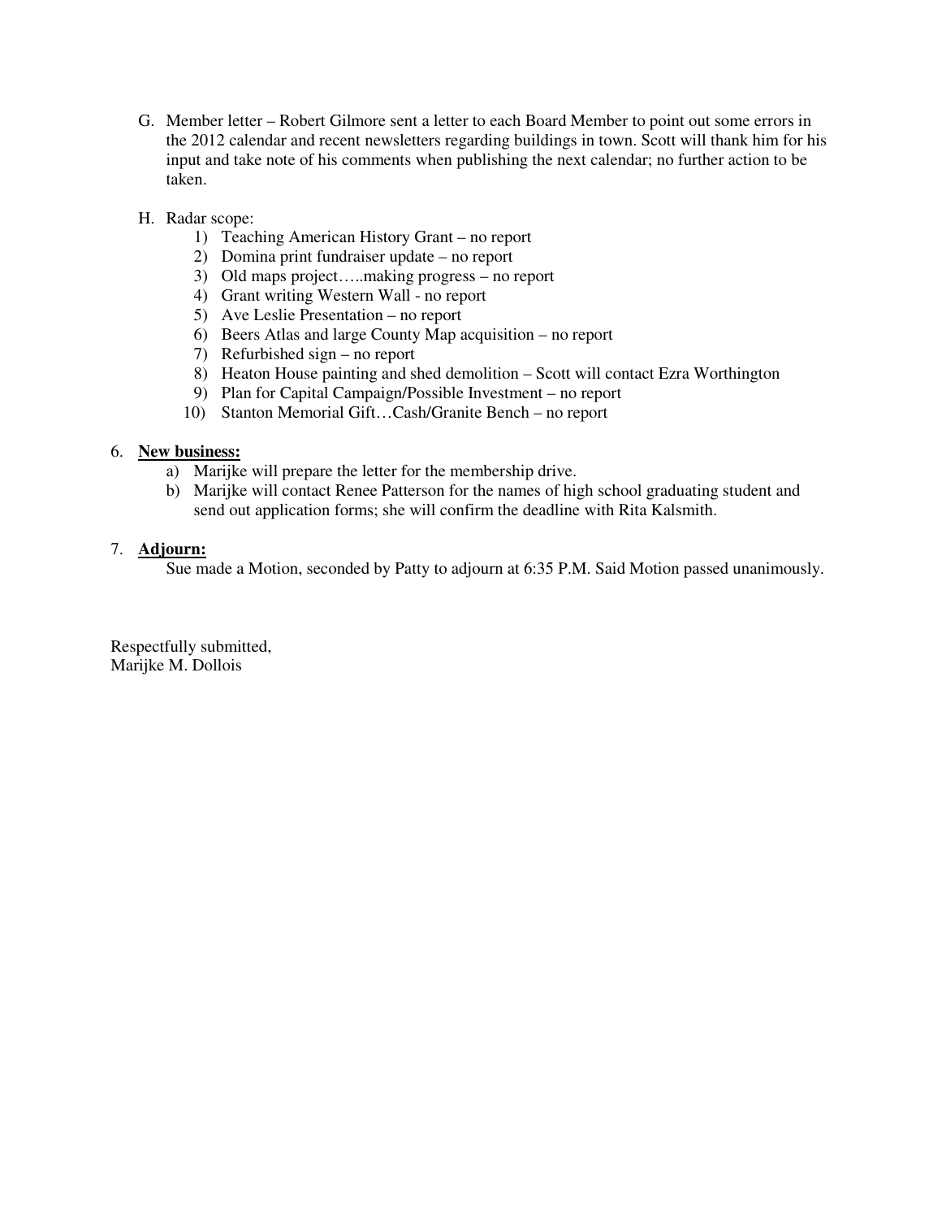G. Member letter – Robert Gilmore sent a letter to each Board Member to point out some errors in the 2012 calendar and recent newsletters regarding buildings in town. Scott will thank him for his input and take note of his comments when publishing the next calendar; no further action to be taken.

H. Radar scope:
   1) Teaching American History Grant – no report
   2) Domina print fundraiser update – no report
   3) Old maps project…..making progress – no report
   4) Grant writing Western Wall - no report
   5) Ave Leslie Presentation – no report
   6) Beers Atlas and large County Map acquisition – no report
   7) Refurbished sign – no report
   8) Heaton House painting and shed demolition – Scott will contact Ezra Worthington
   9) Plan for Capital Campaign/Possible Investment – no report
   10) Stanton Memorial Gift…Cash/Granite Bench – no report

6. **New business:**
   a) Marijke will prepare the letter for the membership drive.
   b) Marijke will contact Renee Patterson for the names of high school graduating student and send out application forms; she will confirm the deadline with Rita Kalsmith.

7. **Adjourn:**
   Sue made a Motion, seconded by Patty to adjourn at 6:35 P.M. Said Motion passed unanimously.

Respectfully submitted,
Marijke M. Dollois